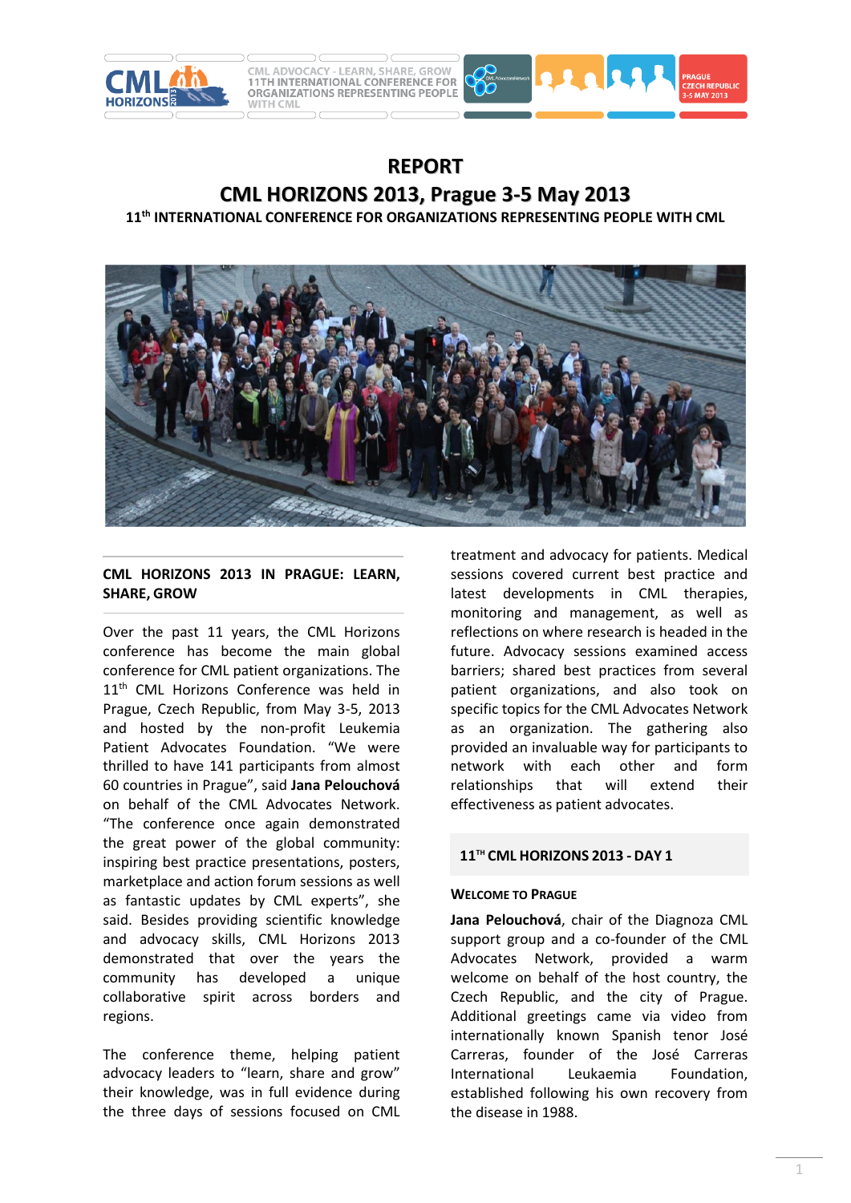# REPORT

## CML HORIZONS 2013, Prague 3-5 May 2013

### 11th INTERNATIONAL CONFERENCE FOR ORGANIZATIONS REPRESENTING PEOPLE WITH CML

**CML HORIZONS 2013 IN PRAGUE: LEARN, SHARE, GROW**

Over the past 11 years, the CML Horizons conference has become the main global conference for CML patient organizations. The 11th CML Horizons Conference was held in Prague, Czech Republic, from May 3-5, 2013 and hosted by the non-profit Leukemia Patient Advocates Foundation. "We were thrilled to have 141 participants from almost 60 countries in Prague", said **Jana Pelouchová** on behalf of the CML Advocates Network. "The conference once again demonstrated the great power of the global community: inspiring best practice presentations, posters, marketplace and action forum sessions as well as fantastic updates by CML experts", she said. Besides providing scientific knowledge and advocacy skills, CML Horizons 2013 demonstrated that over the years the community has developed a unique collaborative spirit across borders and regions.

The conference theme, helping patient advocacy leaders to "learn, share and grow" their knowledge, was in full evidence during the three days of sessions focused on CML treatment and advocacy for patients. Medical sessions covered current best practice and latest developments in CML therapies, monitoring and management, as well as reflections on where research is headed in the future. Advocacy sessions examined access barriers; shared best practices from several patient organizations, and also took on specific topics for the CML Advocates Network as an organization. The gathering also provided an invaluable way for participants to network with each other and form relationships that will extend their effectiveness as patient advocates.

## 11TH CML HORIZONS 2013 - DAY 1

### WELCOME TO PRAGUE

**Jana Pelouchová**, chair of the Diagnoza CML support group and a co-founder of the CML Advocates Network, provided a warm welcome on behalf of the host country, the Czech Republic, and the city of Prague. Additional greetings came via video from internationally known Spanish tenor José Carreras, founder of the José Carreras International Leukaemia Foundation, established following his own recovery from the disease in 1988.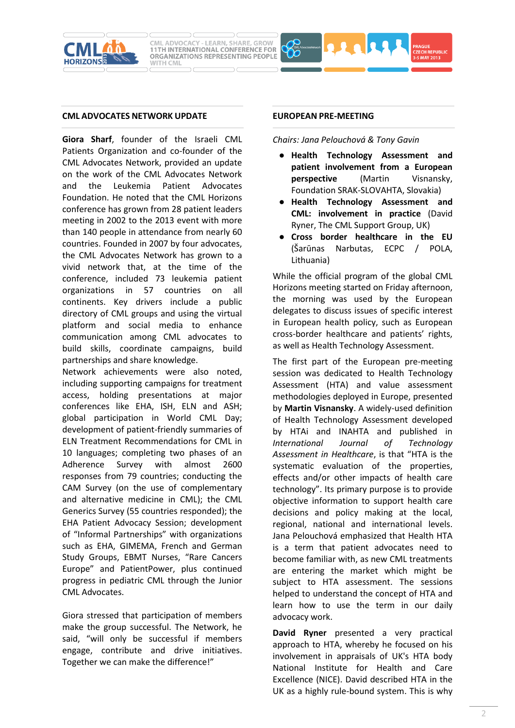## CML ADVOCATES NETWORK UPDATE

**Giora Sharf**, founder of the Israeli CML Patients Organization and co-founder of the CML Advocates Network, provided an update on the work of the CML Advocates Network and the Leukemia Patient Advocates Foundation. He noted that the CML Horizons conference has grown from 28 patient leaders meeting in 2002 to the 2013 event with more than 140 people in attendance from nearly 60 countries. Founded in 2007 by four advocates, the CML Advocates Network has grown to a vivid network that, at the time of the conference, included 73 leukemia patient organizations in 57 countries on all continents. Key drivers include a public directory of CML groups and using the virtual platform and social media to enhance communication among CML advocates to build skills, coordinate campaigns, build partnerships and share knowledge.

Network achievements were also noted, including supporting campaigns for treatment access, holding presentations at major conferences like EHA, ISH, ELN and ASH; global participation in World CML Day; development of patient-friendly summaries of ELN Treatment Recommendations for CML in 10 languages; completing two phases of an Adherence Survey with almost 2600 responses from 79 countries; conducting the CAM Survey (on the use of complementary and alternative medicine in CML); the CML Generics Survey (55 countries responded); the EHA Patient Advocacy Session; development of "Informal Partnerships" with organizations such as EHA, GIMEMA, French and German Study Groups, EBMT Nurses, "Rare Cancers Europe" and PatientPower, plus continued progress in pediatric CML through the Junior CML Advocates.

Giora stressed that participation of members make the group successful. The Network, he said, "will only be successful if members engage, contribute and drive initiatives. Together we can make the difference!"

## EUROPEAN PRE-MEETING

*Chairs: Jana Pelouchová & Tony Gavin*

- **Health Technology Assessment and patient involvement from a European perspective** (Martin Visnansky, Foundation SRAK-SLOVAHTA, Slovakia)
- **Health Technology Assessment and CML: involvement in practice** (David Ryner, The CML Support Group, UK)
- **Cross border healthcare in the EU** (Šarūnas Narbutas, ECPC / POLA, Lithuania)

While the official program of the global CML Horizons meeting started on Friday afternoon, the morning was used by the European delegates to discuss issues of specific interest in European health policy, such as European cross-border healthcare and patients' rights, as well as Health Technology Assessment.

The first part of the European pre-meeting session was dedicated to Health Technology Assessment (HTA) and value assessment methodologies deployed in Europe, presented by **Martin Visnansky**. A widely-used definition of Health Technology Assessment developed by HTAi and INAHTA and published in *International Journal of Technology Assessment in Healthcare*, is that "HTA is the systematic evaluation of the properties, effects and/or other impacts of health care technology". Its primary purpose is to provide objective information to support health care decisions and policy making at the local, regional, national and international levels. Jana Pelouchová emphasized that Health HTA is a term that patient advocates need to become familiar with, as new CML treatments are entering the market which might be subject to HTA assessment. The sessions helped to understand the concept of HTA and learn how to use the term in our daily advocacy work.

**David Ryner** presented a very practical approach to HTA, whereby he focused on his involvement in appraisals of UK's HTA body National Institute for Health and Care Excellence (NICE). David described HTA in the UK as a highly rule-bound system. This is why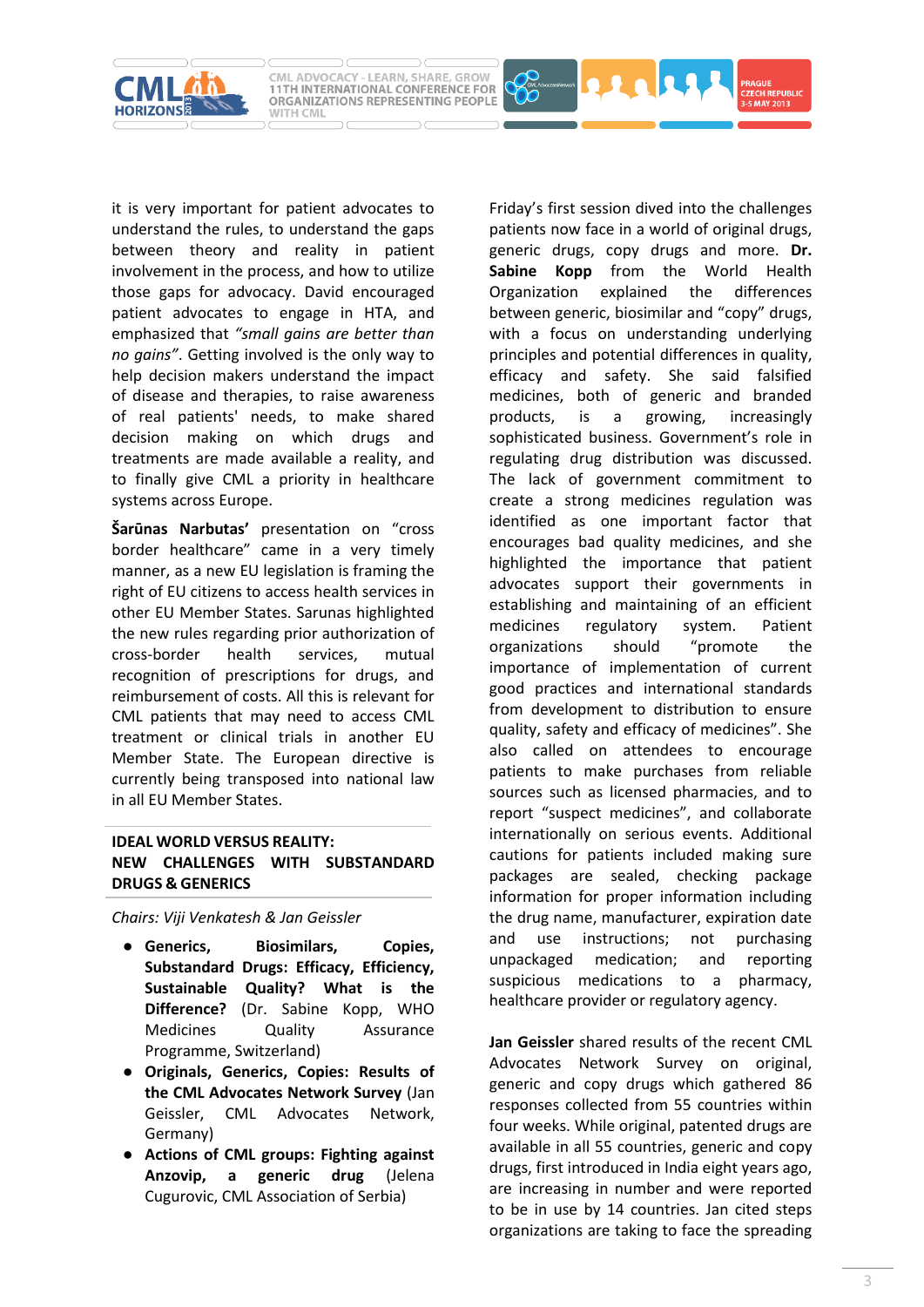it is very important for patient advocates to understand the rules, to understand the gaps between theory and reality in patient involvement in the process, and how to utilize those gaps for advocacy. David encouraged patient advocates to engage in HTA, and emphasized that *"small gains are better than no gains"*. Getting involved is the only way to help decision makers understand the impact of disease and therapies, to raise awareness of real patients' needs, to make shared decision making on which drugs and treatments are made available a reality, and to finally give CML a priority in healthcare systems across Europe.

**Šarūnas Narbutas'** presentation on "cross border healthcare" came in a very timely manner, as a new EU legislation is framing the right of EU citizens to access health services in other EU Member States. Sarunas highlighted the new rules regarding prior authorization of cross-border health services, mutual recognition of prescriptions for drugs, and reimbursement of costs. All this is relevant for CML patients that may need to access CML treatment or clinical trials in another EU Member State. The European directive is currently being transposed into national law in all EU Member States.

## IDEAL WORLD VERSUS REALITY: NEW CHALLENGES WITH SUBSTANDARD DRUGS & GENERICS

*Chairs: Viji Venkatesh & Jan Geissler*

- **Generics, Biosimilars, Copies, Substandard Drugs: Efficacy, Efficiency, Sustainable Quality? What is the Difference?** (Dr. Sabine Kopp, WHO Medicines Quality Assurance Programme, Switzerland)
- **Originals, Generics, Copies: Results of the CML Advocates Network Survey** (Jan Geissler, CML Advocates Network, Germany)
- **Actions of CML groups: Fighting against Anzovip, a generic drug** (Jelena Cugurovic, CML Association of Serbia)

Friday's first session dived into the challenges patients now face in a world of original drugs, generic drugs, copy drugs and more. **Dr. Sabine Kopp** from the World Health Organization explained the differences between generic, biosimilar and "copy" drugs, with a focus on understanding underlying principles and potential differences in quality, efficacy and safety. She said falsified medicines, both of generic and branded products, is a growing, increasingly sophisticated business. Government's role in regulating drug distribution was discussed. The lack of government commitment to create a strong medicines regulation was identified as one important factor that encourages bad quality medicines, and she highlighted the importance that patient advocates support their governments in establishing and maintaining of an efficient medicines regulatory system. Patient organizations should "promote the importance of implementation of current good practices and international standards from development to distribution to ensure quality, safety and efficacy of medicines". She also called on attendees to encourage patients to make purchases from reliable sources such as licensed pharmacies, and to report "suspect medicines", and collaborate internationally on serious events. Additional cautions for patients included making sure packages are sealed, checking package information for proper information including the drug name, manufacturer, expiration date and use instructions; not purchasing unpackaged medication; and reporting suspicious medications to a pharmacy, healthcare provider or regulatory agency.

**Jan Geissler** shared results of the recent CML Advocates Network Survey on original, generic and copy drugs which gathered 86 responses collected from 55 countries within four weeks. While original, patented drugs are available in all 55 countries, generic and copy drugs, first introduced in India eight years ago, are increasing in number and were reported to be in use by 14 countries. Jan cited steps organizations are taking to face the spreading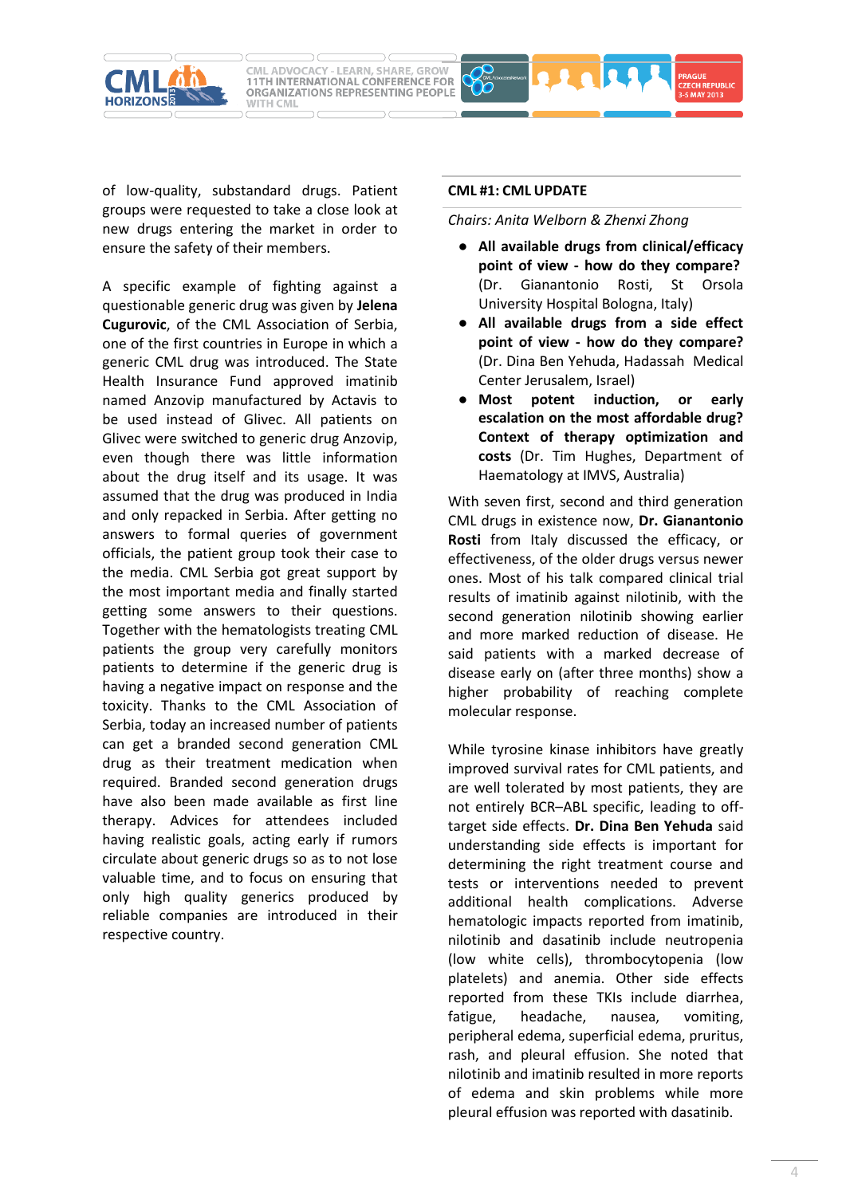of low-quality, substandard drugs. Patient groups were requested to take a close look at new drugs entering the market in order to ensure the safety of their members.

A specific example of fighting against a questionable generic drug was given by **Jelena Cugurovic**, of the CML Association of Serbia, one of the first countries in Europe in which a generic CML drug was introduced. The State Health Insurance Fund approved imatinib named Anzovip manufactured by Actavis to be used instead of Glivec. All patients on Glivec were switched to generic drug Anzovip, even though there was little information about the drug itself and its usage. It was assumed that the drug was produced in India and only repacked in Serbia. After getting no answers to formal queries of government officials, the patient group took their case to the media. CML Serbia got great support by the most important media and finally started getting some answers to their questions. Together with the hematologists treating CML patients the group very carefully monitors patients to determine if the generic drug is having a negative impact on response and the toxicity. Thanks to the CML Association of Serbia, today an increased number of patients can get a branded second generation CML drug as their treatment medication when required. Branded second generation drugs have also been made available as first line therapy. Advices for attendees included having realistic goals, acting early if rumors circulate about generic drugs so as to not lose valuable time, and to focus on ensuring that only high quality generics produced by reliable companies are introduced in their respective country.

## CML #1: CML UPDATE

*Chairs: Anita Welborn & Zhenxi Zhong*

- **All available drugs from clinical/efficacy point of view - how do they compare?** (Dr. Gianantonio Rosti, St Orsola University Hospital Bologna, Italy)
- **All available drugs from a side effect point of view - how do they compare?** (Dr. Dina Ben Yehuda, Hadassah Medical Center Jerusalem, Israel)
- **Most potent induction, or early escalation on the most affordable drug? Context of therapy optimization and costs** (Dr. Tim Hughes, Department of Haematology at IMVS, Australia)

With seven first, second and third generation CML drugs in existence now, **Dr. Gianantonio Rosti** from Italy discussed the efficacy, or effectiveness, of the older drugs versus newer ones. Most of his talk compared clinical trial results of imatinib against nilotinib, with the second generation nilotinib showing earlier and more marked reduction of disease. He said patients with a marked decrease of disease early on (after three months) show a higher probability of reaching complete molecular response.

While tyrosine kinase inhibitors have greatly improved survival rates for CML patients, and are well tolerated by most patients, they are not entirely BCR–ABL specific, leading to off-target side effects. **Dr. Dina Ben Yehuda** said understanding side effects is important for determining the right treatment course and tests or interventions needed to prevent additional health complications. Adverse hematologic impacts reported from imatinib, nilotinib and dasatinib include neutropenia (low white cells), thrombocytopenia (low platelets) and anemia. Other side effects reported from these TKIs include diarrhea, fatigue, headache, nausea, vomiting, peripheral edema, superficial edema, pruritus, rash, and pleural effusion. She noted that nilotinib and imatinib resulted in more reports of edema and skin problems while more pleural effusion was reported with dasatinib.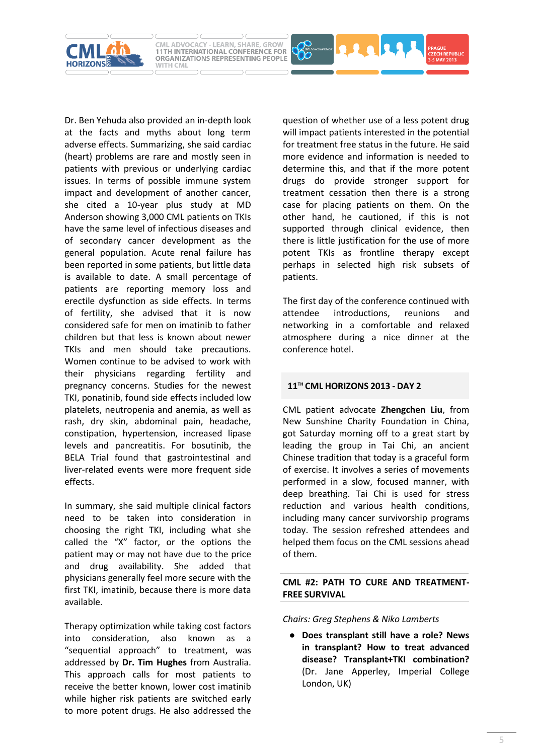Dr. Ben Yehuda also provided an in-depth look at the facts and myths about long term adverse effects. Summarizing, she said cardiac (heart) problems are rare and mostly seen in patients with previous or underlying cardiac issues. In terms of possible immune system impact and development of another cancer, she cited a 10-year plus study at MD Anderson showing 3,000 CML patients on TKIs have the same level of infectious diseases and of secondary cancer development as the general population. Acute renal failure has been reported in some patients, but little data is available to date. A small percentage of patients are reporting memory loss and erectile dysfunction as side effects. In terms of fertility, she advised that it is now considered safe for men on imatinib to father children but that less is known about newer TKIs and men should take precautions. Women continue to be advised to work with their physicians regarding fertility and pregnancy concerns. Studies for the newest TKI, ponatinib, found side effects included low platelets, neutropenia and anemia, as well as rash, dry skin, abdominal pain, headache, constipation, hypertension, increased lipase levels and pancreatitis. For bosutinib, the BELA Trial found that gastrointestinal and liver-related events were more frequent side effects.

In summary, she said multiple clinical factors need to be taken into consideration in choosing the right TKI, including what she called the "X" factor, or the options the patient may or may not have due to the price and drug availability. She added that physicians generally feel more secure with the first TKI, imatinib, because there is more data available.

Therapy optimization while taking cost factors into consideration, also known as a "sequential approach" to treatment, was addressed by **Dr. Tim Hughes** from Australia. This approach calls for most patients to receive the better known, lower cost imatinib while higher risk patients are switched early to more potent drugs. He also addressed the question of whether use of a less potent drug will impact patients interested in the potential for treatment free status in the future. He said more evidence and information is needed to determine this, and that if the more potent drugs do provide stronger support for treatment cessation then there is a strong case for placing patients on them. On the other hand, he cautioned, if this is not supported through clinical evidence, then there is little justification for the use of more potent TKIs as frontline therapy except perhaps in selected high risk subsets of patients.

The first day of the conference continued with attendee introductions, reunions and networking in a comfortable and relaxed atmosphere during a nice dinner at the conference hotel.

## 11TH CML HORIZONS 2013 - DAY 2

CML patient advocate **Zhengchen Liu**, from New Sunshine Charity Foundation in China, got Saturday morning off to a great start by leading the group in Tai Chi, an ancient Chinese tradition that today is a graceful form of exercise. It involves a series of movements performed in a slow, focused manner, with deep breathing. Tai Chi is used for stress reduction and various health conditions, including many cancer survivorship programs today. The session refreshed attendees and helped them focus on the CML sessions ahead of them.

## CML #2: PATH TO CURE AND TREATMENT-FREE SURVIVAL

*Chairs: Greg Stephens & Niko Lamberts*

- **Does transplant still have a role? News in transplant? How to treat advanced disease? Transplant+TKI combination?** (Dr. Jane Apperley, Imperial College London, UK)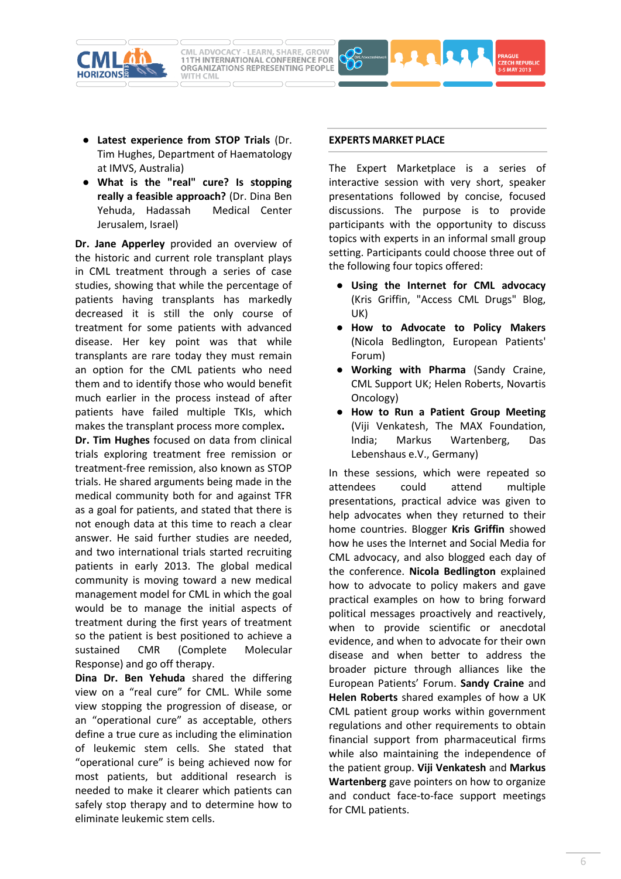- **Latest experience from STOP Trials** (Dr. Tim Hughes, Department of Haematology at IMVS, Australia)
- **What is the "real" cure? Is stopping really a feasible approach?** (Dr. Dina Ben Yehuda, Hadassah Medical Center Jerusalem, Israel)

**Dr. Jane Apperley** provided an overview of the historic and current role transplant plays in CML treatment through a series of case studies, showing that while the percentage of patients having transplants has markedly decreased it is still the only course of treatment for some patients with advanced disease. Her key point was that while transplants are rare today they must remain an option for the CML patients who need them and to identify those who would benefit much earlier in the process instead of after patients have failed multiple TKIs, which makes the transplant process more complex**.**

**Dr. Tim Hughes** focused on data from clinical trials exploring treatment free remission or treatment-free remission, also known as STOP trials. He shared arguments being made in the medical community both for and against TFR as a goal for patients, and stated that there is not enough data at this time to reach a clear answer. He said further studies are needed, and two international trials started recruiting patients in early 2013. The global medical community is moving toward a new medical management model for CML in which the goal would be to manage the initial aspects of treatment during the first years of treatment so the patient is best positioned to achieve a sustained CMR (Complete Molecular Response) and go off therapy.

**Dina Dr. Ben Yehuda** shared the differing view on a "real cure" for CML. While some view stopping the progression of disease, or an "operational cure" as acceptable, others define a true cure as including the elimination of leukemic stem cells. She stated that "operational cure" is being achieved now for most patients, but additional research is needed to make it clearer which patients can safely stop therapy and to determine how to eliminate leukemic stem cells.

## EXPERTS MARKET PLACE

The Expert Marketplace is a series of interactive session with very short, speaker presentations followed by concise, focused discussions. The purpose is to provide participants with the opportunity to discuss topics with experts in an informal small group setting. Participants could choose three out of the following four topics offered:

- **Using the Internet for CML advocacy** (Kris Griffin, "Access CML Drugs" Blog, UK)
- **How to Advocate to Policy Makers** (Nicola Bedlington, European Patients' Forum)
- **Working with Pharma** (Sandy Craine, CML Support UK; Helen Roberts, Novartis Oncology)
- **How to Run a Patient Group Meeting** (Viji Venkatesh, The MAX Foundation, India; Markus Wartenberg, Das Lebenshaus e.V., Germany)

In these sessions, which were repeated so attendees could attend multiple presentations, practical advice was given to help advocates when they returned to their home countries. Blogger **Kris Griffin** showed how he uses the Internet and Social Media for CML advocacy, and also blogged each day of the conference. **Nicola Bedlington** explained how to advocate to policy makers and gave practical examples on how to bring forward political messages proactively and reactively, when to provide scientific or anecdotal evidence, and when to advocate for their own disease and when better to address the broader picture through alliances like the European Patients' Forum. **Sandy Craine** and **Helen Roberts** shared examples of how a UK CML patient group works within government regulations and other requirements to obtain financial support from pharmaceutical firms while also maintaining the independence of the patient group. **Viji Venkatesh** and **Markus Wartenberg** gave pointers on how to organize and conduct face-to-face support meetings for CML patients.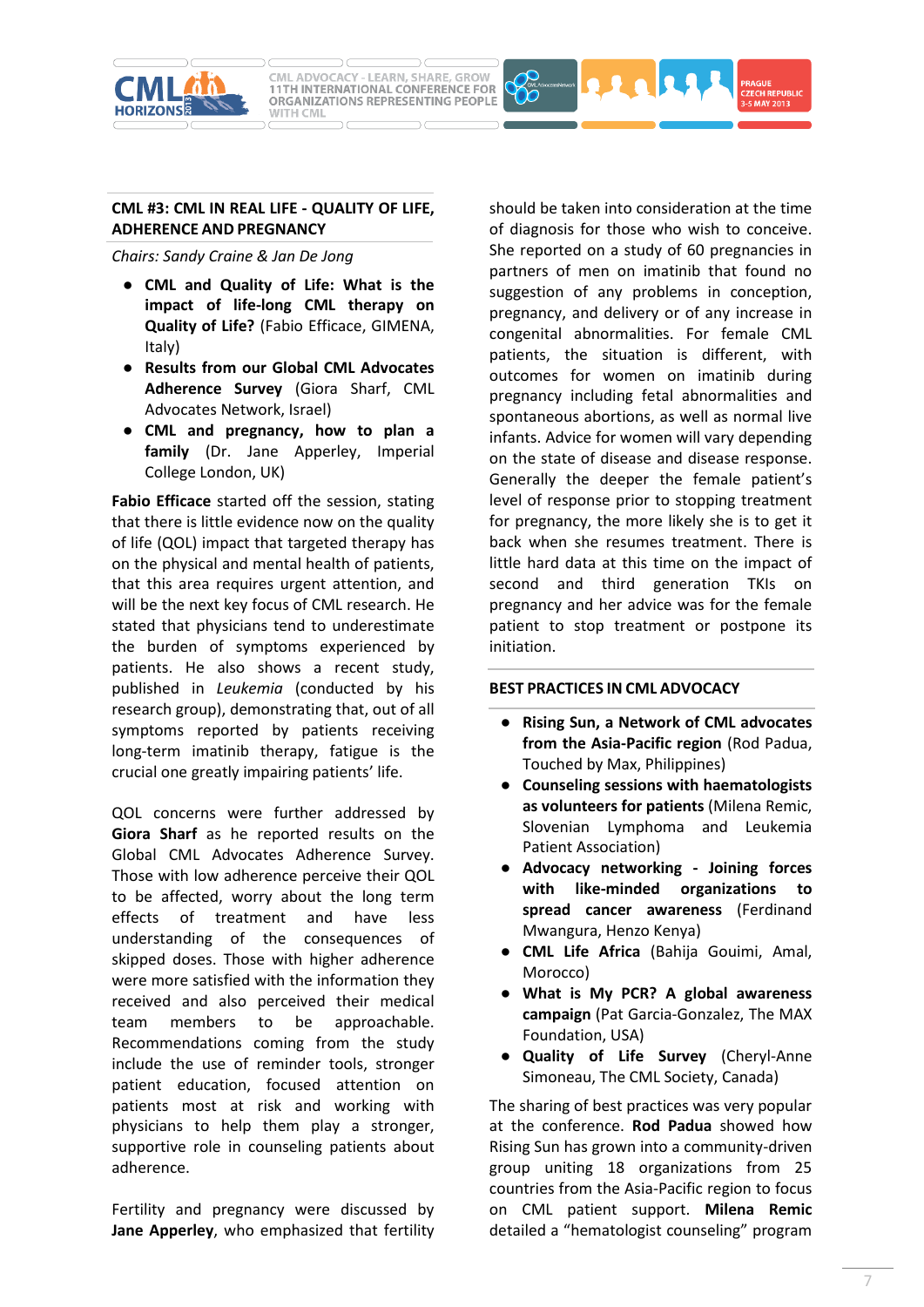## CML #3: CML IN REAL LIFE - QUALITY OF LIFE, ADHERENCE AND PREGNANCY

*Chairs: Sandy Craine & Jan De Jong*

- **CML and Quality of Life: What is the impact of life-long CML therapy on Quality of Life?** (Fabio Efficace, GIMENA, Italy)
- **Results from our Global CML Advocates Adherence Survey** (Giora Sharf, CML Advocates Network, Israel)
- **CML and pregnancy, how to plan a family** (Dr. Jane Apperley, Imperial College London, UK)

**Fabio Efficace** started off the session, stating that there is little evidence now on the quality of life (QOL) impact that targeted therapy has on the physical and mental health of patients, that this area requires urgent attention, and will be the next key focus of CML research. He stated that physicians tend to underestimate the burden of symptoms experienced by patients. He also shows a recent study, published in *Leukemia* (conducted by his research group), demonstrating that, out of all symptoms reported by patients receiving long-term imatinib therapy, fatigue is the crucial one greatly impairing patients' life.

QOL concerns were further addressed by **Giora Sharf** as he reported results on the Global CML Advocates Adherence Survey. Those with low adherence perceive their QOL to be affected, worry about the long term effects of treatment and have less understanding of the consequences of skipped doses. Those with higher adherence were more satisfied with the information they received and also perceived their medical team members to be approachable. Recommendations coming from the study include the use of reminder tools, stronger patient education, focused attention on patients most at risk and working with physicians to help them play a stronger, supportive role in counseling patients about adherence.

Fertility and pregnancy were discussed by **Jane Apperley**, who emphasized that fertility should be taken into consideration at the time of diagnosis for those who wish to conceive. She reported on a study of 60 pregnancies in partners of men on imatinib that found no suggestion of any problems in conception, pregnancy, and delivery or of any increase in congenital abnormalities. For female CML patients, the situation is different, with outcomes for women on imatinib during pregnancy including fetal abnormalities and spontaneous abortions, as well as normal live infants. Advice for women will vary depending on the state of disease and disease response. Generally the deeper the female patient's level of response prior to stopping treatment for pregnancy, the more likely she is to get it back when she resumes treatment. There is little hard data at this time on the impact of second and third generation TKIs on pregnancy and her advice was for the female patient to stop treatment or postpone its initiation.

## BEST PRACTICES IN CML ADVOCACY

- **Rising Sun, a Network of CML advocates from the Asia-Pacific region** (Rod Padua, Touched by Max, Philippines)
- **Counseling sessions with haematologists as volunteers for patients** (Milena Remic, Slovenian Lymphoma and Leukemia Patient Association)
- **Advocacy networking - Joining forces with like-minded organizations to spread cancer awareness** (Ferdinand Mwangura, Henzo Kenya)
- **CML Life Africa** (Bahija Gouimi, Amal, Morocco)
- **What is My PCR? A global awareness campaign** (Pat Garcia-Gonzalez, The MAX Foundation, USA)
- **Quality of Life Survey** (Cheryl-Anne Simoneau, The CML Society, Canada)

The sharing of best practices was very popular at the conference. **Rod Padua** showed how Rising Sun has grown into a community-driven group uniting 18 organizations from 25 countries from the Asia-Pacific region to focus on CML patient support. **Milena Remic** detailed a "hematologist counseling" program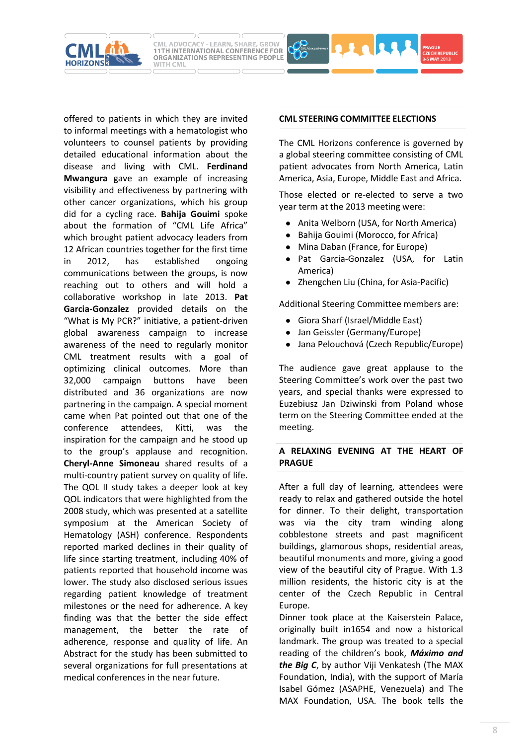offered to patients in which they are invited to informal meetings with a hematologist who volunteers to counsel patients by providing detailed educational information about the disease and living with CML. **Ferdinand Mwangura** gave an example of increasing visibility and effectiveness by partnering with other cancer organizations, which his group did for a cycling race. **Bahija Gouimi** spoke about the formation of "CML Life Africa" which brought patient advocacy leaders from 12 African countries together for the first time in 2012, has established ongoing communications between the groups, is now reaching out to others and will hold a collaborative workshop in late 2013. **Pat Garcia-Gonzalez** provided details on the "What is My PCR?" initiative, a patient-driven global awareness campaign to increase awareness of the need to regularly monitor CML treatment results with a goal of optimizing clinical outcomes. More than 32,000 campaign buttons have been distributed and 36 organizations are now partnering in the campaign. A special moment came when Pat pointed out that one of the conference attendees, Kitti, was the inspiration for the campaign and he stood up to the group's applause and recognition. **Cheryl-Anne Simoneau** shared results of a multi-country patient survey on quality of life. The QOL II study takes a deeper look at key QOL indicators that were highlighted from the 2008 study, which was presented at a satellite symposium at the American Society of Hematology (ASH) conference. Respondents reported marked declines in their quality of life since starting treatment, including 40% of patients reported that household income was lower. The study also disclosed serious issues regarding patient knowledge of treatment milestones or the need for adherence. A key finding was that the better the side effect management, the better the rate of adherence, response and quality of life. An Abstract for the study has been submitted to several organizations for full presentations at medical conferences in the near future.

## CML STEERING COMMITTEE ELECTIONS

The CML Horizons conference is governed by a global steering committee consisting of CML patient advocates from North America, Latin America, Asia, Europe, Middle East and Africa.

Those elected or re-elected to serve a two year term at the 2013 meeting were:

- Anita Welborn (USA, for North America)
- Bahija Gouimi (Morocco, for Africa)
- Mina Daban (France, for Europe)
- Pat Garcia-Gonzalez (USA, for Latin America)
- Zhengchen Liu (China, for Asia-Pacific)

Additional Steering Committee members are:

- Giora Sharf (Israel/Middle East)
- Jan Geissler (Germany/Europe)
- Jana Pelouchová (Czech Republic/Europe)

The audience gave great applause to the Steering Committee's work over the past two years, and special thanks were expressed to Euzebiusz Jan Dziwinski from Poland whose term on the Steering Committee ended at the meeting.

## A RELAXING EVENING AT THE HEART OF PRAGUE

After a full day of learning, attendees were ready to relax and gathered outside the hotel for dinner. To their delight, transportation was via the city tram winding along cobblestone streets and past magnificent buildings, glamorous shops, residential areas, beautiful monuments and more, giving a good view of the beautiful city of Prague. With 1.3 million residents, the historic city is at the center of the Czech Republic in Central Europe.

Dinner took place at the Kaiserstein Palace, originally built in1654 and now a historical landmark. The group was treated to a special reading of the children's book, ***Máximo and the Big C***, by author Viji Venkatesh (The MAX Foundation, India), with the support of María Isabel Gómez (ASAPHE, Venezuela) and The MAX Foundation, USA. The book tells the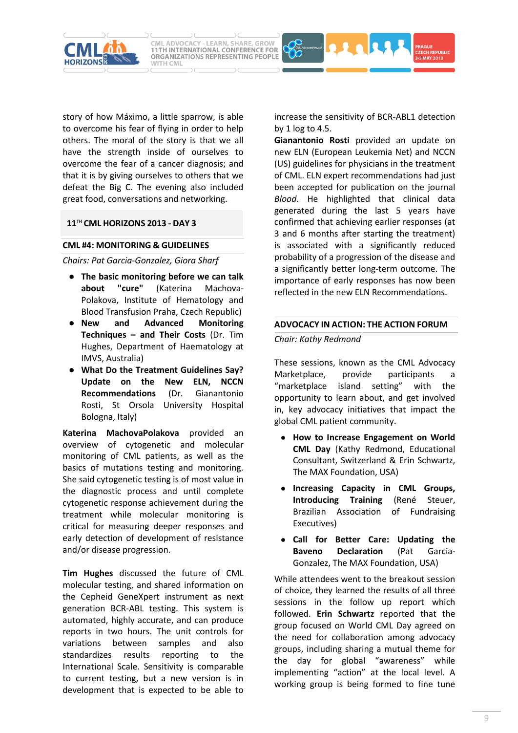story of how Máximo, a little sparrow, is able to overcome his fear of flying in order to help others. The moral of the story is that we all have the strength inside of ourselves to overcome the fear of a cancer diagnosis; and that it is by giving ourselves to others that we defeat the Big C. The evening also included great food, conversations and networking.

## 11TH CML HORIZONS 2013 - DAY 3

### CML #4: MONITORING & GUIDELINES

*Chairs: Pat Garcia-Gonzalez, Giora Sharf*

- **The basic monitoring before we can talk about "cure"** (Katerina Machova-Polakova, Institute of Hematology and Blood Transfusion Praha, Czech Republic)
- **New and Advanced Monitoring Techniques – and Their Costs** (Dr. Tim Hughes, Department of Haematology at IMVS, Australia)
- **What Do the Treatment Guidelines Say? Update on the New ELN, NCCN Recommendations** (Dr. Gianantonio Rosti, St Orsola University Hospital Bologna, Italy)

**Katerina MachovaPolakova** provided an overview of cytogenetic and molecular monitoring of CML patients, as well as the basics of mutations testing and monitoring. She said cytogenetic testing is of most value in the diagnostic process and until complete cytogenetic response achievement during the treatment while molecular monitoring is critical for measuring deeper responses and early detection of development of resistance and/or disease progression.

**Tim Hughes** discussed the future of CML molecular testing, and shared information on the Cepheid GeneXpert instrument as next generation BCR-ABL testing. This system is automated, highly accurate, and can produce reports in two hours. The unit controls for variations between samples and also standardizes results reporting to the International Scale. Sensitivity is comparable to current testing, but a new version is in development that is expected to be able to increase the sensitivity of BCR-ABL1 detection by 1 log to 4.5.

**Gianantonio Rosti** provided an update on new ELN (European Leukemia Net) and NCCN (US) guidelines for physicians in the treatment of CML. ELN expert recommendations had just been accepted for publication on the journal *Blood*. He highlighted that clinical data generated during the last 5 years have confirmed that achieving earlier responses (at 3 and 6 months after starting the treatment) is associated with a significantly reduced probability of a progression of the disease and a significantly better long-term outcome. The importance of early responses has now been reflected in the new ELN Recommendations.

### ADVOCACY IN ACTION: THE ACTION FORUM

*Chair: Kathy Redmond*

These sessions, known as the CML Advocacy Marketplace, provide participants a "marketplace island setting" with the opportunity to learn about, and get involved in, key advocacy initiatives that impact the global CML patient community.

- **How to Increase Engagement on World CML Day** (Kathy Redmond, Educational Consultant, Switzerland & Erin Schwartz, The MAX Foundation, USA)
- **Increasing Capacity in CML Groups, Introducing Training** (René Steuer, Brazilian Association of Fundraising Executives)
- **Call for Better Care: Updating the Baveno Declaration** (Pat Garcia-Gonzalez, The MAX Foundation, USA)

While attendees went to the breakout session of choice, they learned the results of all three sessions in the follow up report which followed. **Erin Schwartz** reported that the group focused on World CML Day agreed on the need for collaboration among advocacy groups, including sharing a mutual theme for the day for global "awareness" while implementing "action" at the local level. A working group is being formed to fine tune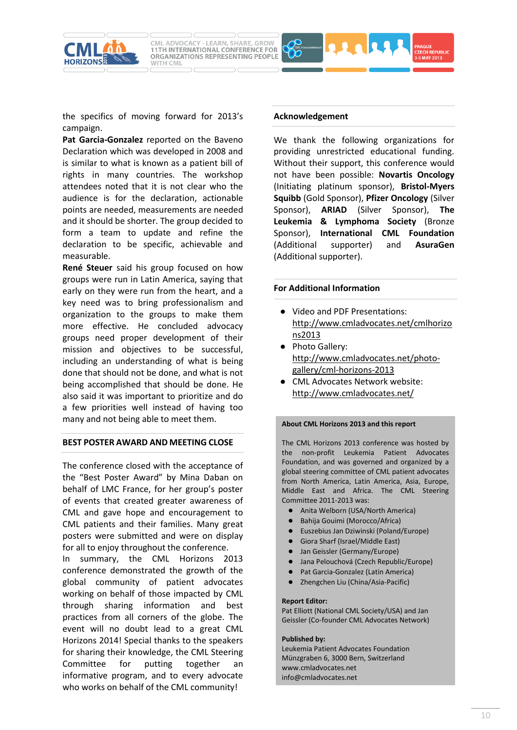the specifics of moving forward for 2013's campaign.

**Pat Garcia-Gonzalez** reported on the Baveno Declaration which was developed in 2008 and is similar to what is known as a patient bill of rights in many countries. The workshop attendees noted that it is not clear who the audience is for the declaration, actionable points are needed, measurements are needed and it should be shorter. The group decided to form a team to update and refine the declaration to be specific, achievable and measurable.

**René Steuer** said his group focused on how groups were run in Latin America, saying that early on they were run from the heart, and a key need was to bring professionalism and organization to the groups to make them more effective. He concluded advocacy groups need proper development of their mission and objectives to be successful, including an understanding of what is being done that should not be done, and what is not being accomplished that should be done. He also said it was important to prioritize and do a few priorities well instead of having too many and not being able to meet them.

## BEST POSTER AWARD AND MEETING CLOSE

The conference closed with the acceptance of the "Best Poster Award" by Mina Daban on behalf of LMC France, for her group's poster of events that created greater awareness of CML and gave hope and encouragement to CML patients and their families. Many great posters were submitted and were on display for all to enjoy throughout the conference.

In summary, the CML Horizons 2013 conference demonstrated the growth of the global community of patient advocates working on behalf of those impacted by CML through sharing information and best practices from all corners of the globe. The event will no doubt lead to a great CML Horizons 2014! Special thanks to the speakers for sharing their knowledge, the CML Steering Committee for putting together an informative program, and to every advocate who works on behalf of the CML community!

## Acknowledgement

We thank the following organizations for providing unrestricted educational funding. Without their support, this conference would not have been possible: **Novartis Oncology** (Initiating platinum sponsor), **Bristol-Myers Squibb** (Gold Sponsor), **Pfizer Oncology** (Silver Sponsor), **ARIAD** (Silver Sponsor), **The Leukemia & Lymphoma Society** (Bronze Sponsor), **International CML Foundation** (Additional supporter) and **AsuraGen** (Additional supporter).

## For Additional Information

- Video and PDF Presentations: http://www.cmladvocates.net/cmlhorizons2013
- Photo Gallery: http://www.cmladvocates.net/photo-gallery/cml-horizons-2013
- CML Advocates Network website: http://www.cmladvocates.net/

**About CML Horizons 2013 and this report**

The CML Horizons 2013 conference was hosted by the non-profit Leukemia Patient Advocates Foundation, and was governed and organized by a global steering committee of CML patient advocates from North America, Latin America, Asia, Europe, Middle East and Africa. The CML Steering Committee 2011-2013 was:

- Anita Welborn (USA/North America)
- Bahija Gouimi (Morocco/Africa)
- Euszebius Jan Dziwinski (Poland/Europe)
- Giora Sharf (Israel/Middle East)
- Jan Geissler (Germany/Europe)
- Jana Pelouchová (Czech Republic/Europe)
- Pat Garcia-Gonzalez (Latin America)
- Zhengchen Liu (China/Asia-Pacific)

**Report Editor:**
Pat Elliott (National CML Society/USA) and Jan Geissler (Co-founder CML Advocates Network)

**Published by:**
Leukemia Patient Advocates Foundation
Münzgraben 6, 3000 Bern, Switzerland
www.cmladvocates.net
info@cmladvocates.net